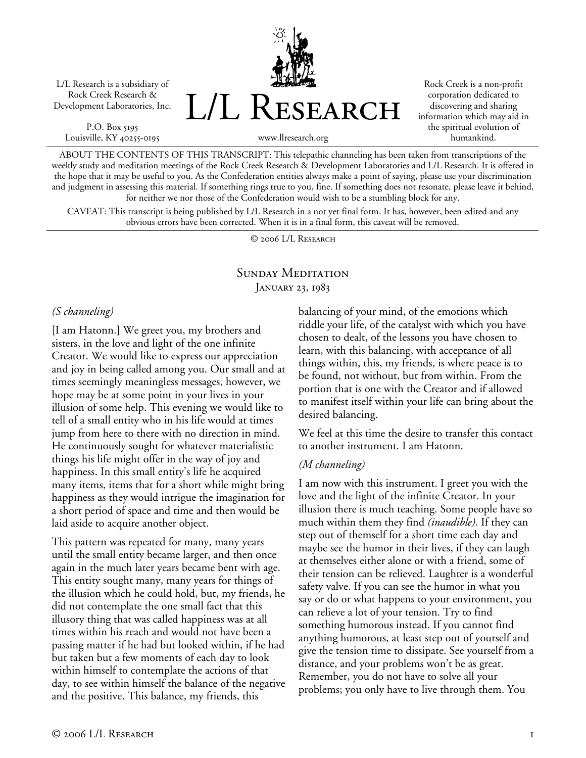L/L Research is a subsidiary of Rock Creek Research & Development Laboratories, Inc.

P.O. Box 5195
Louisville, KY 40255-0195

# L/L Research

www.llresearch.org

Rock Creek is a non-profit corporation dedicated to discovering and sharing information which may aid in the spiritual evolution of humankind.

ABOUT THE CONTENTS OF THIS TRANSCRIPT: This telepathic channeling has been taken from transcriptions of the weekly study and meditation meetings of the Rock Creek Research & Development Laboratories and L/L Research. It is offered in the hope that it may be useful to you. As the Confederation entities always make a point of saying, please use your discrimination and judgment in assessing this material. If something rings true to you, fine. If something does not resonate, please leave it behind, for neither we nor those of the Confederation would wish to be a stumbling block for any.

CAVEAT: This transcript is being published by L/L Research in a not yet final form. It has, however, been edited and any obvious errors have been corrected. When it is in a final form, this caveat will be removed.

© 2006 L/L Research

## Sunday Meditation
### January 23, 1983

*(S channeling)*

[I am Hatonn.] We greet you, my brothers and sisters, in the love and light of the one infinite Creator. We would like to express our appreciation and joy in being called among you. Our small and at times seemingly meaningless messages, however, we hope may be at some point in your lives in your illusion of some help. This evening we would like to tell of a small entity who in his life would at times jump from here to there with no direction in mind. He continuously sought for whatever materialistic things his life might offer in the way of joy and happiness. In this small entity's life he acquired many items, items that for a short while might bring happiness as they would intrigue the imagination for a short period of space and time and then would be laid aside to acquire another object.

This pattern was repeated for many, many years until the small entity became larger, and then once again in the much later years became bent with age. This entity sought many, many years for things of the illusion which he could hold, but, my friends, he did not contemplate the one small fact that this illusory thing that was called happiness was at all times within his reach and would not have been a passing matter if he had but looked within, if he had but taken but a few moments of each day to look within himself to contemplate the actions of that day, to see within himself the balance of the negative and the positive. This balance, my friends, this balancing of your mind, of the emotions which riddle your life, of the catalyst with which you have chosen to dealt, of the lessons you have chosen to learn, with this balancing, with acceptance of all things within, this, my friends, is where peace is to be found, not without, but from within. From the portion that is one with the Creator and if allowed to manifest itself within your life can bring about the desired balancing.

We feel at this time the desire to transfer this contact to another instrument. I am Hatonn.

*(M channeling)*

I am now with this instrument. I greet you with the love and the light of the infinite Creator. In your illusion there is much teaching. Some people have so much within them they find *(inaudible)*. If they can step out of themself for a short time each day and maybe see the humor in their lives, if they can laugh at themselves either alone or with a friend, some of their tension can be relieved. Laughter is a wonderful safety valve. If you can see the humor in what you say or do or what happens to your environment, you can relieve a lot of your tension. Try to find something humorous instead. If you cannot find anything humorous, at least step out of yourself and give the tension time to dissipate. See yourself from a distance, and your problems won't be as great. Remember, you do not have to solve all your problems; you only have to live through them. You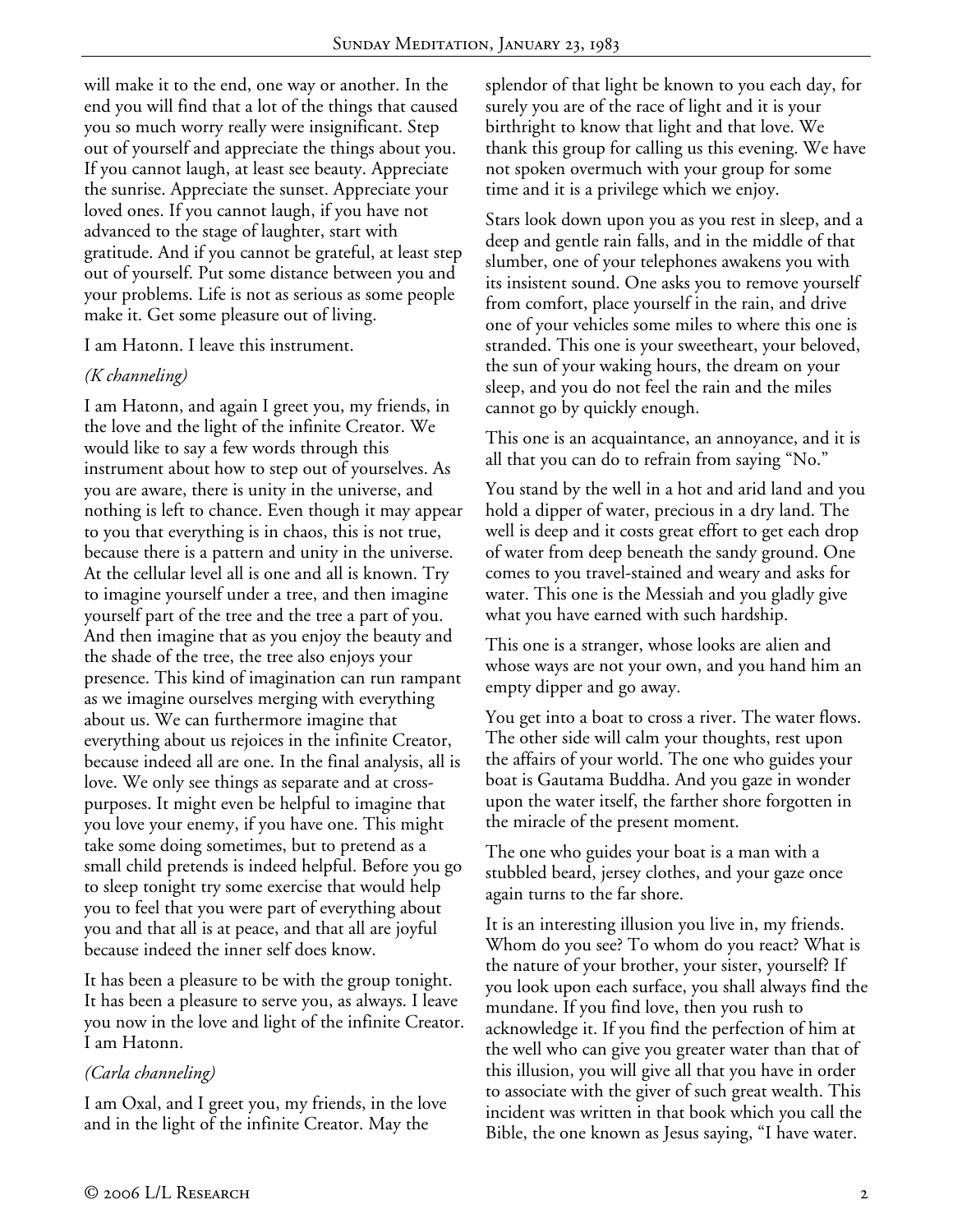will make it to the end, one way or another. In the end you will find that a lot of the things that caused you so much worry really were insignificant. Step out of yourself and appreciate the things about you. If you cannot laugh, at least see beauty. Appreciate the sunrise. Appreciate the sunset. Appreciate your loved ones. If you cannot laugh, if you have not advanced to the stage of laughter, start with gratitude. And if you cannot be grateful, at least step out of yourself. Put some distance between you and your problems. Life is not as serious as some people make it. Get some pleasure out of living.

I am Hatonn. I leave this instrument.

*(K channeling)*

I am Hatonn, and again I greet you, my friends, in the love and the light of the infinite Creator. We would like to say a few words through this instrument about how to step out of yourselves. As you are aware, there is unity in the universe, and nothing is left to chance. Even though it may appear to you that everything is in chaos, this is not true, because there is a pattern and unity in the universe. At the cellular level all is one and all is known. Try to imagine yourself under a tree, and then imagine yourself part of the tree and the tree a part of you. And then imagine that as you enjoy the beauty and the shade of the tree, the tree also enjoys your presence. This kind of imagination can run rampant as we imagine ourselves merging with everything about us. We can furthermore imagine that everything about us rejoices in the infinite Creator, because indeed all are one. In the final analysis, all is love. We only see things as separate and at cross-purposes. It might even be helpful to imagine that you love your enemy, if you have one. This might take some doing sometimes, but to pretend as a small child pretends is indeed helpful. Before you go to sleep tonight try some exercise that would help you to feel that you were part of everything about you and that all is at peace, and that all are joyful because indeed the inner self does know.

It has been a pleasure to be with the group tonight. It has been a pleasure to serve you, as always. I leave you now in the love and light of the infinite Creator. I am Hatonn.

*(Carla channeling)*

I am Oxal, and I greet you, my friends, in the love and in the light of the infinite Creator. May the splendor of that light be known to you each day, for surely you are of the race of light and it is your birthright to know that light and that love. We thank this group for calling us this evening. We have not spoken overmuch with your group for some time and it is a privilege which we enjoy.

Stars look down upon you as you rest in sleep, and a deep and gentle rain falls, and in the middle of that slumber, one of your telephones awakens you with its insistent sound. One asks you to remove yourself from comfort, place yourself in the rain, and drive one of your vehicles some miles to where this one is stranded. This one is your sweetheart, your beloved, the sun of your waking hours, the dream on your sleep, and you do not feel the rain and the miles cannot go by quickly enough.

This one is an acquaintance, an annoyance, and it is all that you can do to refrain from saying "No."

You stand by the well in a hot and arid land and you hold a dipper of water, precious in a dry land. The well is deep and it costs great effort to get each drop of water from deep beneath the sandy ground. One comes to you travel-stained and weary and asks for water. This one is the Messiah and you gladly give what you have earned with such hardship.

This one is a stranger, whose looks are alien and whose ways are not your own, and you hand him an empty dipper and go away.

You get into a boat to cross a river. The water flows. The other side will calm your thoughts, rest upon the affairs of your world. The one who guides your boat is Gautama Buddha. And you gaze in wonder upon the water itself, the farther shore forgotten in the miracle of the present moment.

The one who guides your boat is a man with a stubbled beard, jersey clothes, and your gaze once again turns to the far shore.

It is an interesting illusion you live in, my friends. Whom do you see? To whom do you react? What is the nature of your brother, your sister, yourself? If you look upon each surface, you shall always find the mundane. If you find love, then you rush to acknowledge it. If you find the perfection of him at the well who can give you greater water than that of this illusion, you will give all that you have in order to associate with the giver of such great wealth. This incident was written in that book which you call the Bible, the one known as Jesus saying, "I have water.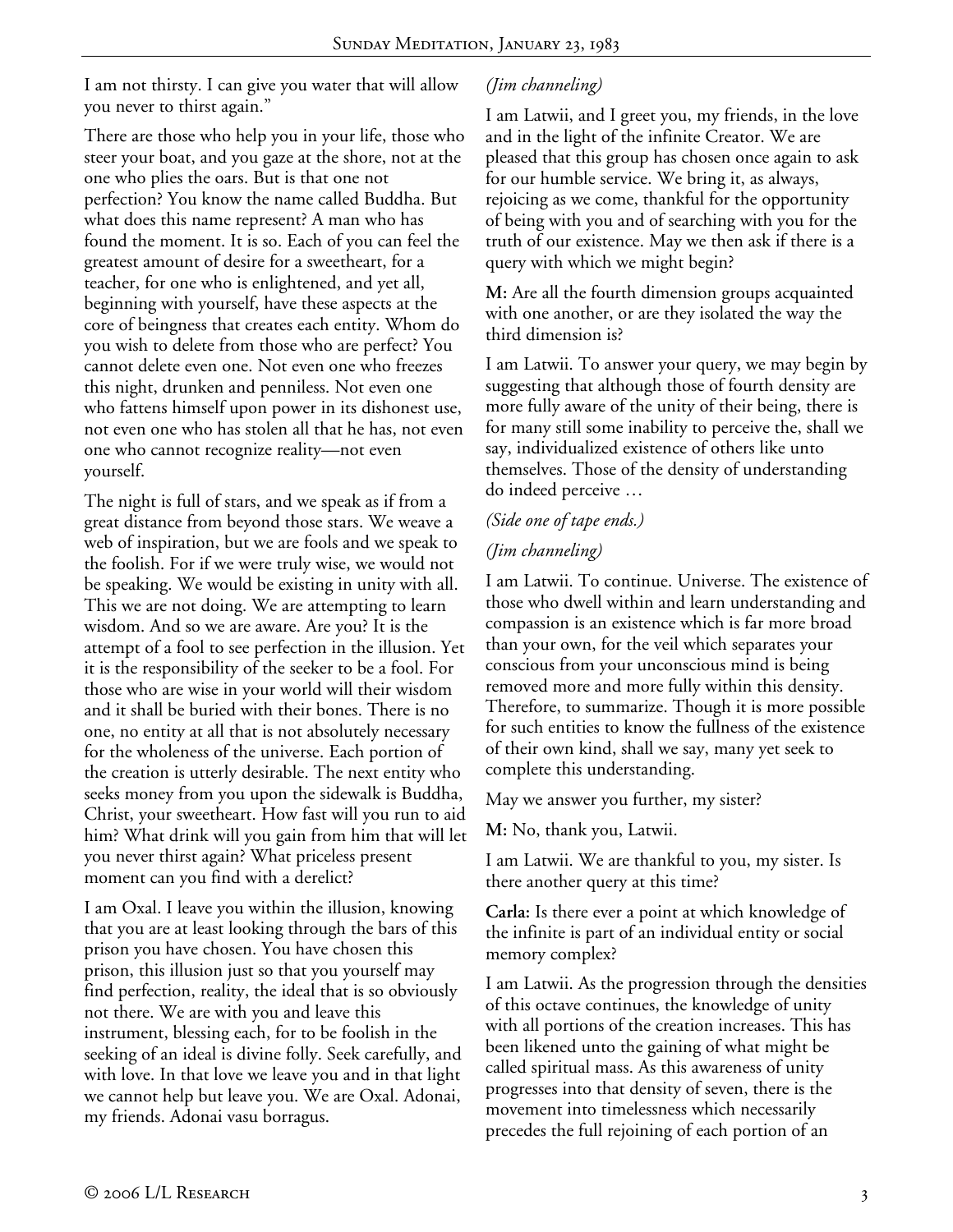I am not thirsty. I can give you water that will allow you never to thirst again."

There are those who help you in your life, those who steer your boat, and you gaze at the shore, not at the one who plies the oars. But is that one not perfection? You know the name called Buddha. But what does this name represent? A man who has found the moment. It is so. Each of you can feel the greatest amount of desire for a sweetheart, for a teacher, for one who is enlightened, and yet all, beginning with yourself, have these aspects at the core of beingness that creates each entity. Whom do you wish to delete from those who are perfect? You cannot delete even one. Not even one who freezes this night, drunken and penniless. Not even one who fattens himself upon power in its dishonest use, not even one who has stolen all that he has, not even one who cannot recognize reality—not even yourself.

The night is full of stars, and we speak as if from a great distance from beyond those stars. We weave a web of inspiration, but we are fools and we speak to the foolish. For if we were truly wise, we would not be speaking. We would be existing in unity with all. This we are not doing. We are attempting to learn wisdom. And so we are aware. Are you? It is the attempt of a fool to see perfection in the illusion. Yet it is the responsibility of the seeker to be a fool. For those who are wise in your world will their wisdom and it shall be buried with their bones. There is no one, no entity at all that is not absolutely necessary for the wholeness of the universe. Each portion of the creation is utterly desirable. The next entity who seeks money from you upon the sidewalk is Buddha, Christ, your sweetheart. How fast will you run to aid him? What drink will you gain from him that will let you never thirst again? What priceless present moment can you find with a derelict?

I am Oxal. I leave you within the illusion, knowing that you are at least looking through the bars of this prison you have chosen. You have chosen this prison, this illusion just so that you yourself may find perfection, reality, the ideal that is so obviously not there. We are with you and leave this instrument, blessing each, for to be foolish in the seeking of an ideal is divine folly. Seek carefully, and with love. In that love we leave you and in that light we cannot help but leave you. We are Oxal. Adonai, my friends. Adonai vasu borragus.

*(Jim channeling)*

I am Latwii, and I greet you, my friends, in the love and in the light of the infinite Creator. We are pleased that this group has chosen once again to ask for our humble service. We bring it, as always, rejoicing as we come, thankful for the opportunity of being with you and of searching with you for the truth of our existence. May we then ask if there is a query with which we might begin?

**M:** Are all the fourth dimension groups acquainted with one another, or are they isolated the way the third dimension is?

I am Latwii. To answer your query, we may begin by suggesting that although those of fourth density are more fully aware of the unity of their being, there is for many still some inability to perceive the, shall we say, individualized existence of others like unto themselves. Those of the density of understanding do indeed perceive …

*(Side one of tape ends.)*

*(Jim channeling)*

I am Latwii. To continue. Universe. The existence of those who dwell within and learn understanding and compassion is an existence which is far more broad than your own, for the veil which separates your conscious from your unconscious mind is being removed more and more fully within this density. Therefore, to summarize. Though it is more possible for such entities to know the fullness of the existence of their own kind, shall we say, many yet seek to complete this understanding.

May we answer you further, my sister?

**M:** No, thank you, Latwii.

I am Latwii. We are thankful to you, my sister. Is there another query at this time?

**Carla:** Is there ever a point at which knowledge of the infinite is part of an individual entity or social memory complex?

I am Latwii. As the progression through the densities of this octave continues, the knowledge of unity with all portions of the creation increases. This has been likened unto the gaining of what might be called spiritual mass. As this awareness of unity progresses into that density of seven, there is the movement into timelessness which necessarily precedes the full rejoining of each portion of an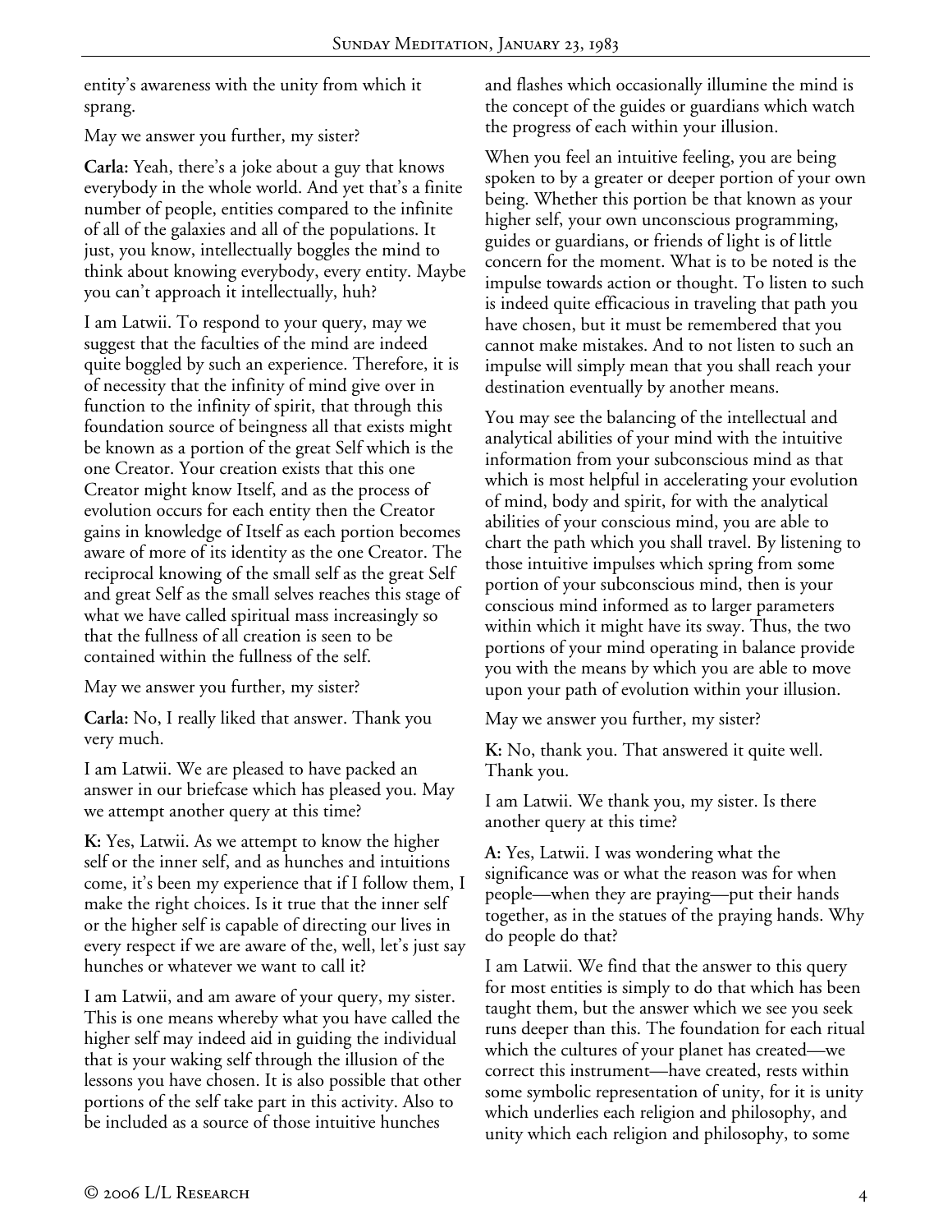entity's awareness with the unity from which it sprang.

May we answer you further, my sister?

**Carla:** Yeah, there's a joke about a guy that knows everybody in the whole world. And yet that's a finite number of people, entities compared to the infinite of all of the galaxies and all of the populations. It just, you know, intellectually boggles the mind to think about knowing everybody, every entity. Maybe you can't approach it intellectually, huh?

I am Latwii. To respond to your query, may we suggest that the faculties of the mind are indeed quite boggled by such an experience. Therefore, it is of necessity that the infinity of mind give over in function to the infinity of spirit, that through this foundation source of beingness all that exists might be known as a portion of the great Self which is the one Creator. Your creation exists that this one Creator might know Itself, and as the process of evolution occurs for each entity then the Creator gains in knowledge of Itself as each portion becomes aware of more of its identity as the one Creator. The reciprocal knowing of the small self as the great Self and great Self as the small selves reaches this stage of what we have called spiritual mass increasingly so that the fullness of all creation is seen to be contained within the fullness of the self.

May we answer you further, my sister?

**Carla:** No, I really liked that answer. Thank you very much.

I am Latwii. We are pleased to have packed an answer in our briefcase which has pleased you. May we attempt another query at this time?

**K:** Yes, Latwii. As we attempt to know the higher self or the inner self, and as hunches and intuitions come, it's been my experience that if I follow them, I make the right choices. Is it true that the inner self or the higher self is capable of directing our lives in every respect if we are aware of the, well, let's just say hunches or whatever we want to call it?

I am Latwii, and am aware of your query, my sister. This is one means whereby what you have called the higher self may indeed aid in guiding the individual that is your waking self through the illusion of the lessons you have chosen. It is also possible that other portions of the self take part in this activity. Also to be included as a source of those intuitive hunches and flashes which occasionally illumine the mind is the concept of the guides or guardians which watch the progress of each within your illusion.

When you feel an intuitive feeling, you are being spoken to by a greater or deeper portion of your own being. Whether this portion be that known as your higher self, your own unconscious programming, guides or guardians, or friends of light is of little concern for the moment. What is to be noted is the impulse towards action or thought. To listen to such is indeed quite efficacious in traveling that path you have chosen, but it must be remembered that you cannot make mistakes. And to not listen to such an impulse will simply mean that you shall reach your destination eventually by another means.

You may see the balancing of the intellectual and analytical abilities of your mind with the intuitive information from your subconscious mind as that which is most helpful in accelerating your evolution of mind, body and spirit, for with the analytical abilities of your conscious mind, you are able to chart the path which you shall travel. By listening to those intuitive impulses which spring from some portion of your subconscious mind, then is your conscious mind informed as to larger parameters within which it might have its sway. Thus, the two portions of your mind operating in balance provide you with the means by which you are able to move upon your path of evolution within your illusion.

May we answer you further, my sister?

**K:** No, thank you. That answered it quite well. Thank you.

I am Latwii. We thank you, my sister. Is there another query at this time?

**A:** Yes, Latwii. I was wondering what the significance was or what the reason was for when people—when they are praying—put their hands together, as in the statues of the praying hands. Why do people do that?

I am Latwii. We find that the answer to this query for most entities is simply to do that which has been taught them, but the answer which we see you seek runs deeper than this. The foundation for each ritual which the cultures of your planet has created—we correct this instrument—have created, rests within some symbolic representation of unity, for it is unity which underlies each religion and philosophy, and unity which each religion and philosophy, to some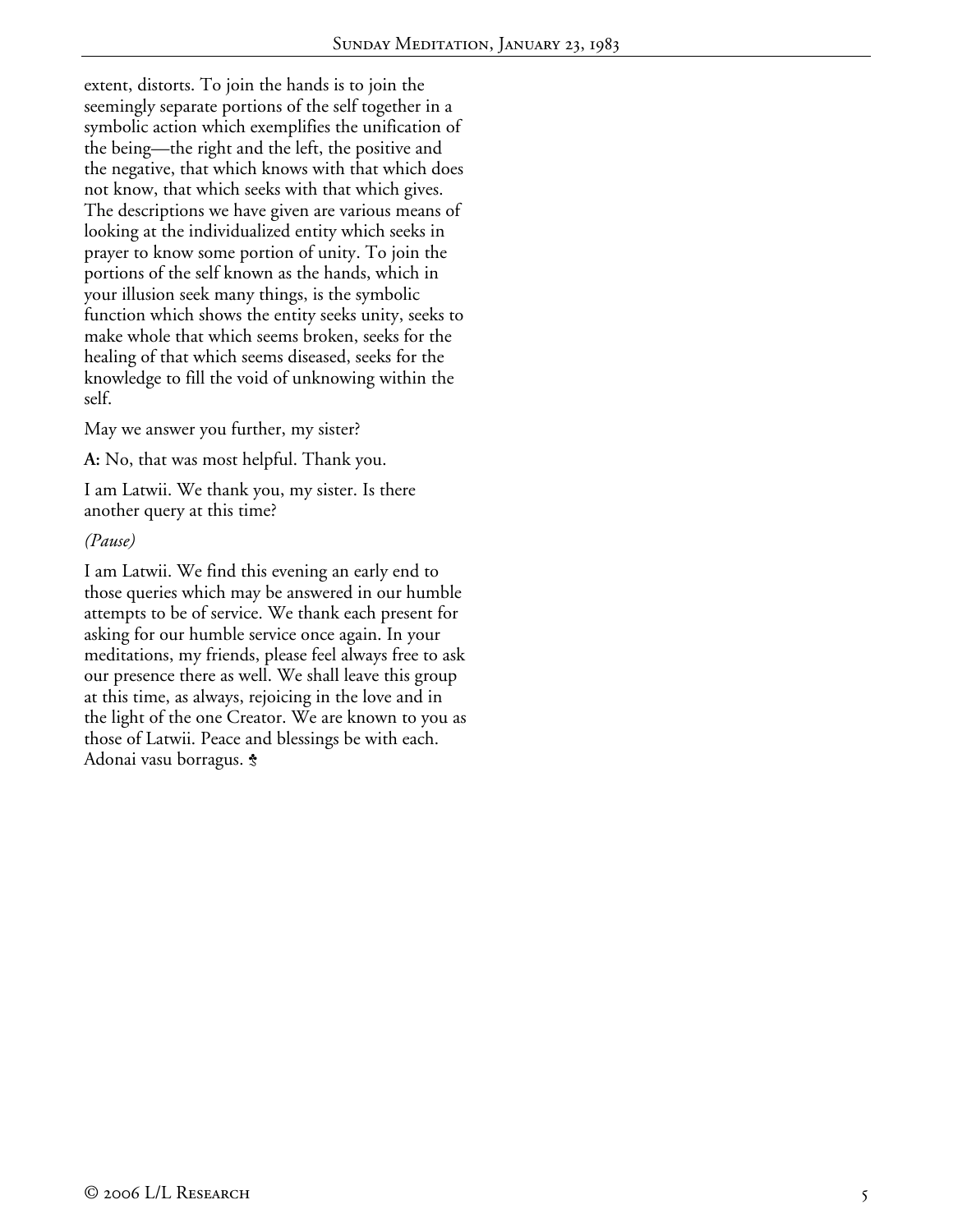extent, distorts. To join the hands is to join the seemingly separate portions of the self together in a symbolic action which exemplifies the unification of the being—the right and the left, the positive and the negative, that which knows with that which does not know, that which seeks with that which gives. The descriptions we have given are various means of looking at the individualized entity which seeks in prayer to know some portion of unity. To join the portions of the self known as the hands, which in your illusion seek many things, is the symbolic function which shows the entity seeks unity, seeks to make whole that which seems broken, seeks for the healing of that which seems diseased, seeks for the knowledge to fill the void of unknowing within the self.

May we answer you further, my sister?

**A:** No, that was most helpful. Thank you.

I am Latwii. We thank you, my sister. Is there another query at this time?

*(Pause)*

I am Latwii. We find this evening an early end to those queries which may be answered in our humble attempts to be of service. We thank each present for asking for our humble service once again. In your meditations, my friends, please feel always free to ask our presence there as well. We shall leave this group at this time, as always, rejoicing in the love and in the light of the one Creator. We are known to you as those of Latwii. Peace and blessings be with each. Adonai vasu borragus. ♱